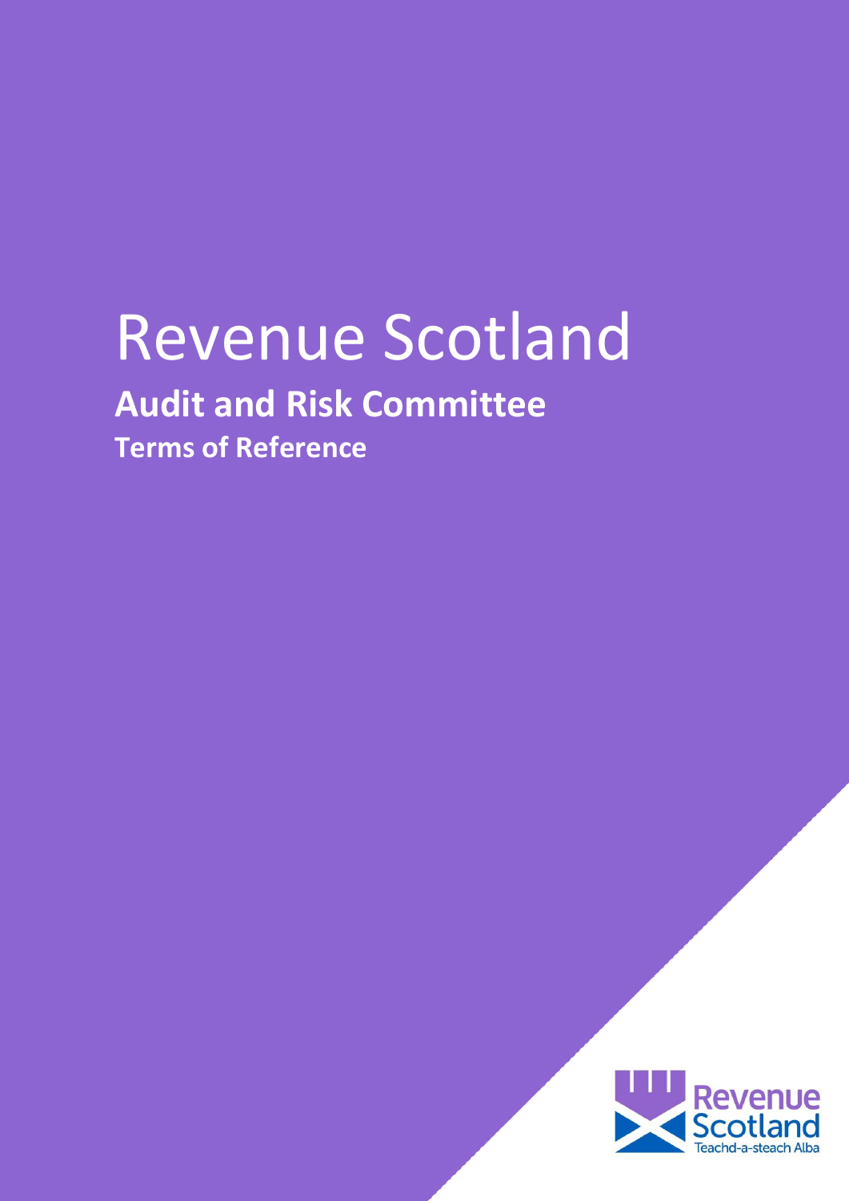# Revenue Scotland

## Audit and Risk Committee

### Terms of Reference

Revenue Scotland

Teachd-a-steach Alba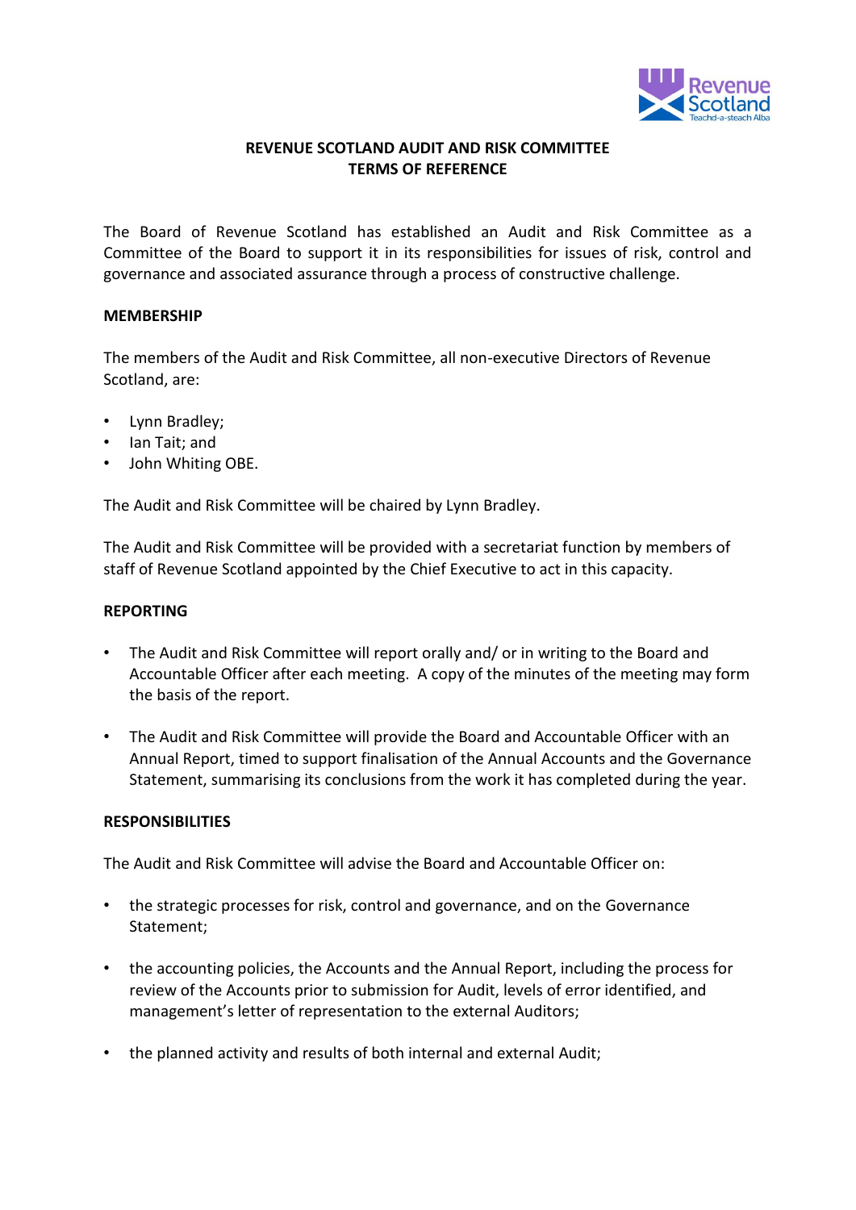## REVENUE SCOTLAND AUDIT AND RISK COMMITTEE
## TERMS OF REFERENCE

The Board of Revenue Scotland has established an Audit and Risk Committee as a Committee of the Board to support it in its responsibilities for issues of risk, control and governance and associated assurance through a process of constructive challenge.

### MEMBERSHIP

The members of the Audit and Risk Committee, all non-executive Directors of Revenue Scotland, are:

- Lynn Bradley;
- Ian Tait; and
- John Whiting OBE.

The Audit and Risk Committee will be chaired by Lynn Bradley.

The Audit and Risk Committee will be provided with a secretariat function by members of staff of Revenue Scotland appointed by the Chief Executive to act in this capacity.

### REPORTING

- The Audit and Risk Committee will report orally and/ or in writing to the Board and Accountable Officer after each meeting. A copy of the minutes of the meeting may form the basis of the report.
- The Audit and Risk Committee will provide the Board and Accountable Officer with an Annual Report, timed to support finalisation of the Annual Accounts and the Governance Statement, summarising its conclusions from the work it has completed during the year.

### RESPONSIBILITIES

The Audit and Risk Committee will advise the Board and Accountable Officer on:

- the strategic processes for risk, control and governance, and on the Governance Statement;
- the accounting policies, the Accounts and the Annual Report, including the process for review of the Accounts prior to submission for Audit, levels of error identified, and management's letter of representation to the external Auditors;
- the planned activity and results of both internal and external Audit;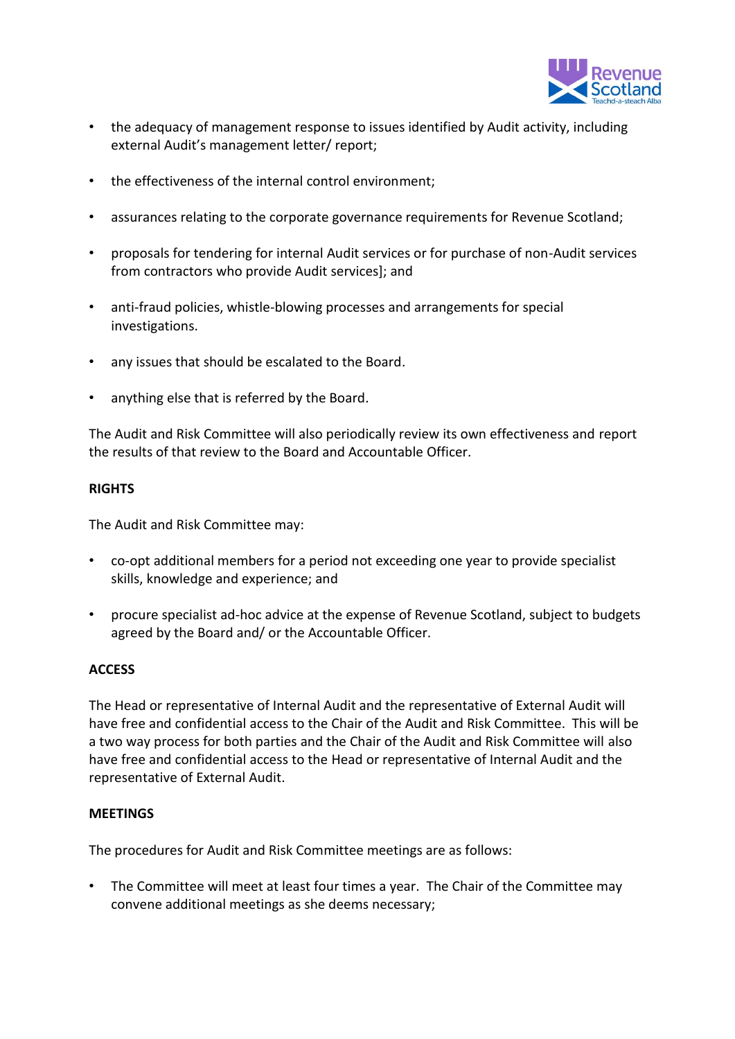- the adequacy of management response to issues identified by Audit activity, including external Audit's management letter/ report;
- the effectiveness of the internal control environment;
- assurances relating to the corporate governance requirements for Revenue Scotland;
- proposals for tendering for internal Audit services or for purchase of non-Audit services from contractors who provide Audit services]; and
- anti-fraud policies, whistle-blowing processes and arrangements for special investigations.
- any issues that should be escalated to the Board.
- anything else that is referred by the Board.

The Audit and Risk Committee will also periodically review its own effectiveness and report the results of that review to the Board and Accountable Officer.

**RIGHTS**

The Audit and Risk Committee may:

- co-opt additional members for a period not exceeding one year to provide specialist skills, knowledge and experience; and
- procure specialist ad-hoc advice at the expense of Revenue Scotland, subject to budgets agreed by the Board and/ or the Accountable Officer.

**ACCESS**

The Head or representative of Internal Audit and the representative of External Audit will have free and confidential access to the Chair of the Audit and Risk Committee. This will be a two way process for both parties and the Chair of the Audit and Risk Committee will also have free and confidential access to the Head or representative of Internal Audit and the representative of External Audit.

**MEETINGS**

The procedures for Audit and Risk Committee meetings are as follows:

- The Committee will meet at least four times a year. The Chair of the Committee may convene additional meetings as she deems necessary;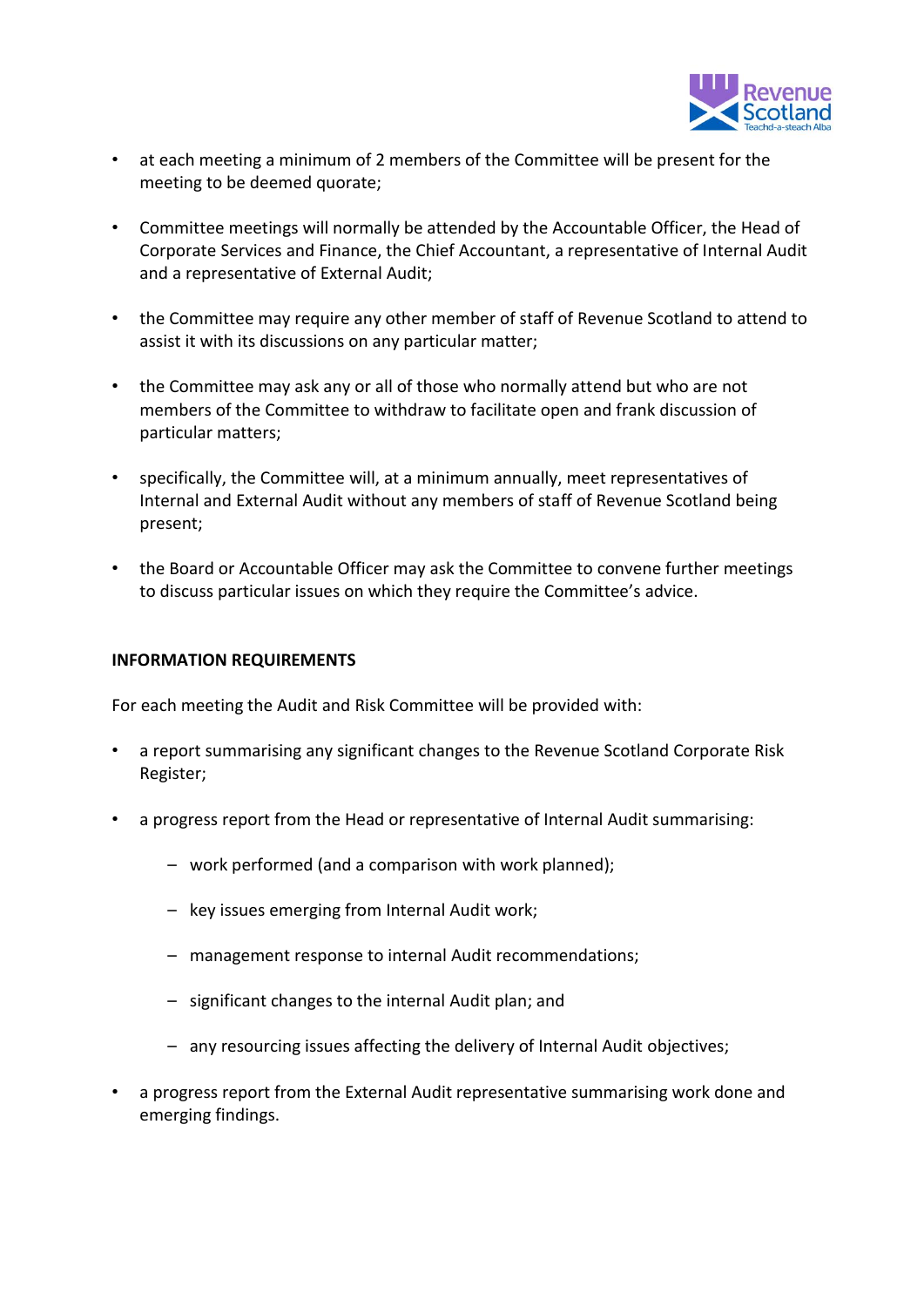- at each meeting a minimum of 2 members of the Committee will be present for the meeting to be deemed quorate;

- Committee meetings will normally be attended by the Accountable Officer, the Head of Corporate Services and Finance, the Chief Accountant, a representative of Internal Audit and a representative of External Audit;

- the Committee may require any other member of staff of Revenue Scotland to attend to assist it with its discussions on any particular matter;

- the Committee may ask any or all of those who normally attend but who are not members of the Committee to withdraw to facilitate open and frank discussion of particular matters;

- specifically, the Committee will, at a minimum annually, meet representatives of Internal and External Audit without any members of staff of Revenue Scotland being present;

- the Board or Accountable Officer may ask the Committee to convene further meetings to discuss particular issues on which they require the Committee's advice.

**INFORMATION REQUIREMENTS**

For each meeting the Audit and Risk Committee will be provided with:

- a report summarising any significant changes to the Revenue Scotland Corporate Risk Register;

- a progress report from the Head or representative of Internal Audit summarising:

  - work performed (and a comparison with work planned);

  - key issues emerging from Internal Audit work;

  - management response to internal Audit recommendations;

  - significant changes to the internal Audit plan; and

  - any resourcing issues affecting the delivery of Internal Audit objectives;

- a progress report from the External Audit representative summarising work done and emerging findings.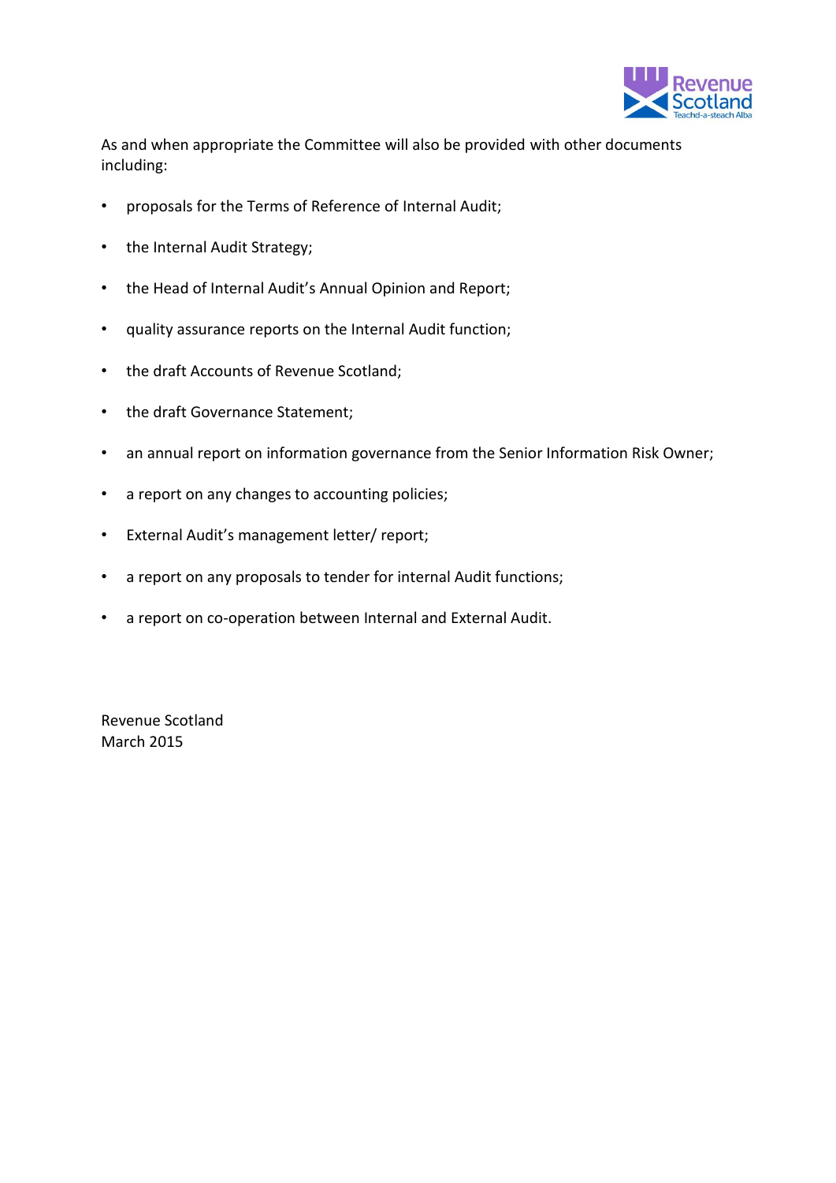As and when appropriate the Committee will also be provided with other documents including:

- proposals for the Terms of Reference of Internal Audit;
- the Internal Audit Strategy;
- the Head of Internal Audit's Annual Opinion and Report;
- quality assurance reports on the Internal Audit function;
- the draft Accounts of Revenue Scotland;
- the draft Governance Statement;
- an annual report on information governance from the Senior Information Risk Owner;
- a report on any changes to accounting policies;
- External Audit's management letter/ report;
- a report on any proposals to tender for internal Audit functions;
- a report on co-operation between Internal and External Audit.

Revenue Scotland
March 2015